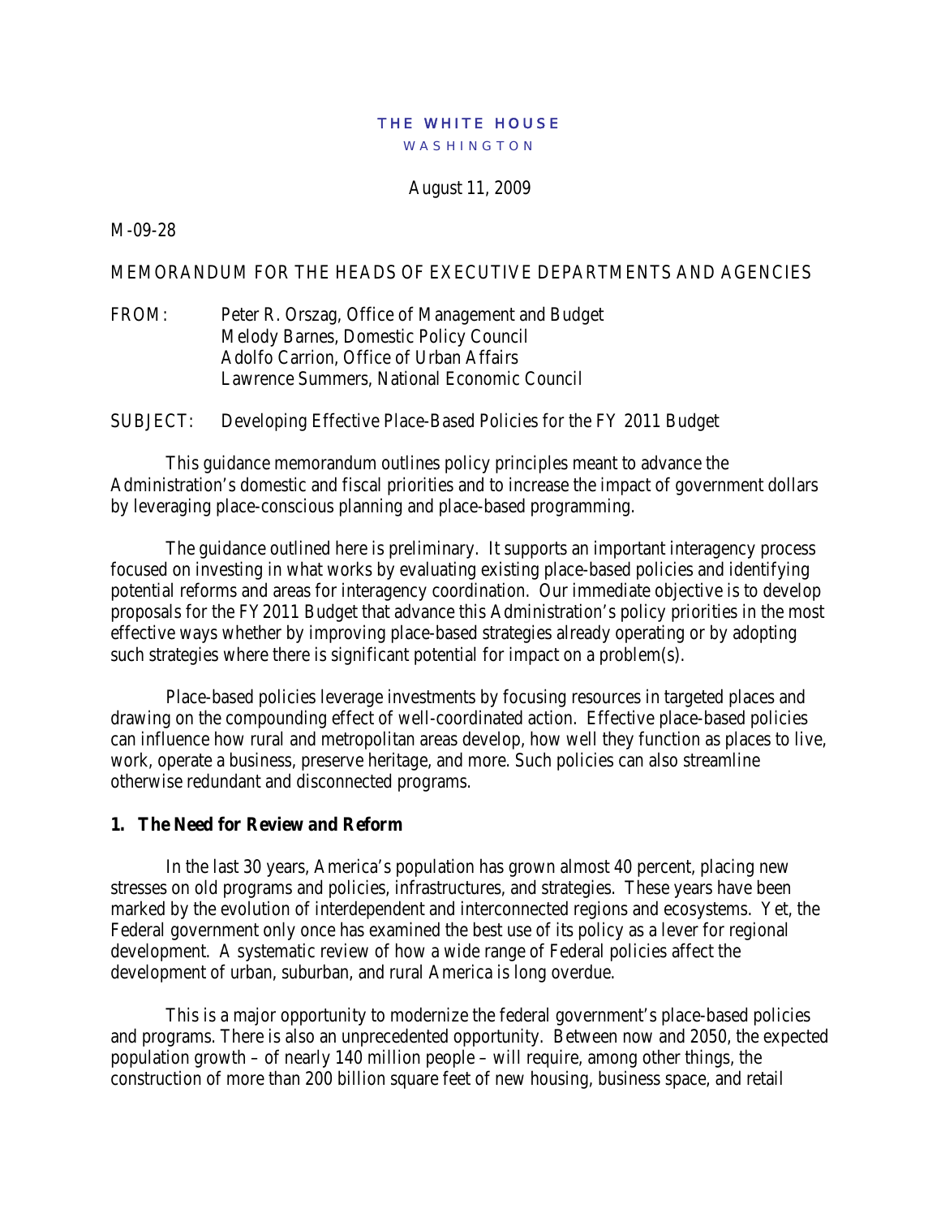THE WHITE HOUSE
WASHINGTON

August 11, 2009

M-09-28

MEMORANDUM FOR THE HEADS OF EXECUTIVE DEPARTMENTS AND AGENCIES

FROM: Peter R. Orszag, Office of Management and Budget
Melody Barnes, Domestic Policy Council
Adolfo Carrion, Office of Urban Affairs
Lawrence Summers, National Economic Council

SUBJECT: Developing Effective Place-Based Policies for the FY 2011 Budget

This guidance memorandum outlines policy principles meant to advance the Administration's domestic and fiscal priorities and to increase the impact of government dollars by leveraging place-conscious planning and place-based programming.

The guidance outlined here is preliminary. It supports an important interagency process focused on investing in what works by evaluating existing place-based policies and identifying potential reforms and areas for interagency coordination. Our immediate objective is to develop proposals for the FY2011 Budget that advance this Administration's policy priorities in the most effective ways whether by improving place-based strategies already operating or by adopting such strategies where there is significant potential for impact on a problem(s).

Place-based policies leverage investments by focusing resources in targeted places and drawing on the compounding effect of well-coordinated action. Effective place-based policies can influence how rural and metropolitan areas develop, how well they function as places to live, work, operate a business, preserve heritage, and more. Such policies can also streamline otherwise redundant and disconnected programs.

## 1. The Need for Review and Reform

In the last 30 years, America's population has grown almost 40 percent, placing new stresses on old programs and policies, infrastructures, and strategies. These years have been marked by the evolution of interdependent and interconnected regions and ecosystems. Yet, the Federal government only once has examined the best use of its policy as a lever for regional development. A systematic review of how a wide range of Federal policies affect the development of urban, suburban, and rural America is long overdue.

This is a major opportunity to modernize the federal government's place-based policies and programs. There is also an unprecedented opportunity. Between now and 2050, the expected population growth – of nearly 140 million people – will require, among other things, the construction of more than 200 billion square feet of new housing, business space, and retail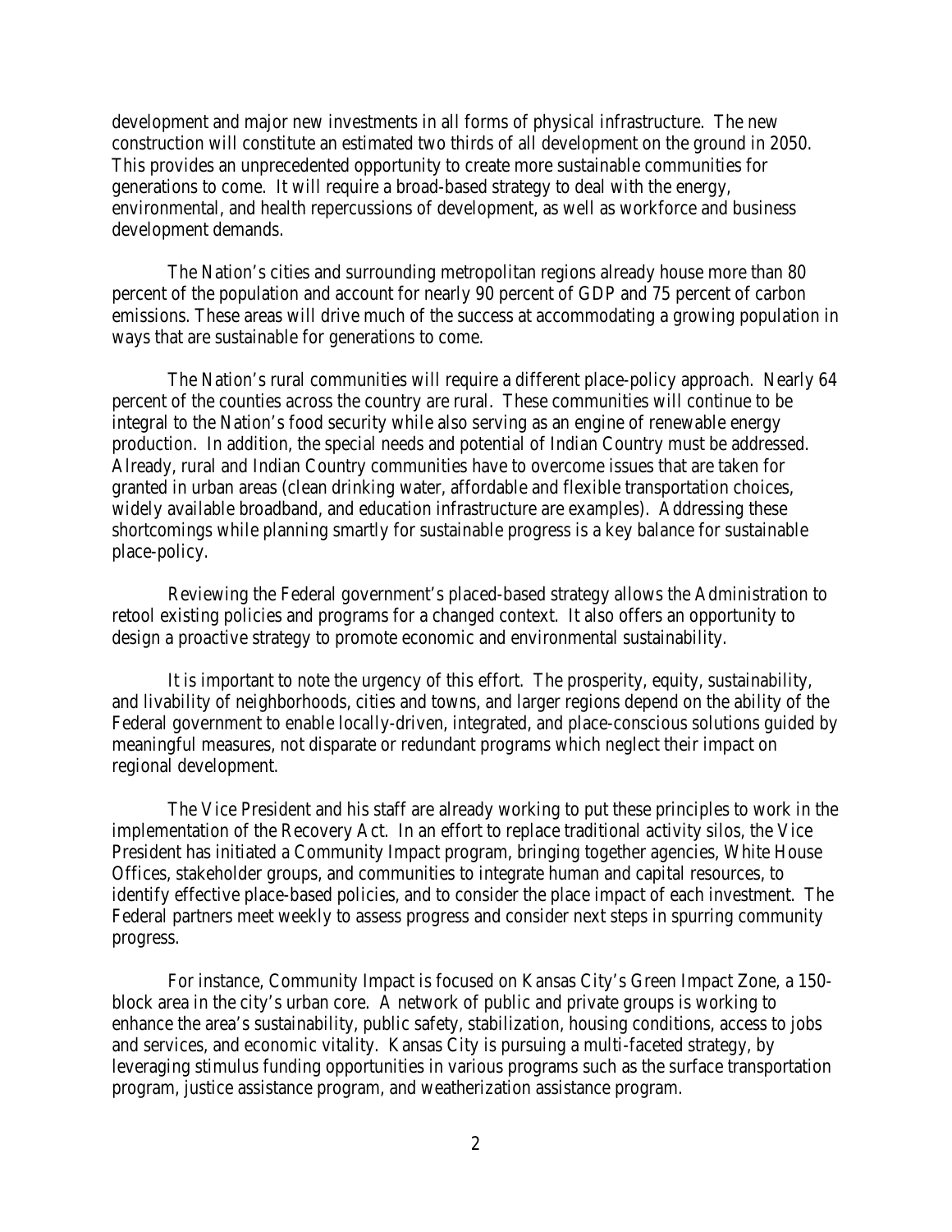development and major new investments in all forms of physical infrastructure. The new construction will constitute an estimated two thirds of all development on the ground in 2050. This provides an unprecedented opportunity to create more sustainable communities for generations to come. It will require a broad-based strategy to deal with the energy, environmental, and health repercussions of development, as well as workforce and business development demands.

The Nation's cities and surrounding metropolitan regions already house more than 80 percent of the population and account for nearly 90 percent of GDP and 75 percent of carbon emissions. These areas will drive much of the success at accommodating a growing population in ways that are sustainable for generations to come.

The Nation's rural communities will require a different place-policy approach. Nearly 64 percent of the counties across the country are rural. These communities will continue to be integral to the Nation's food security while also serving as an engine of renewable energy production. In addition, the special needs and potential of Indian Country must be addressed. Already, rural and Indian Country communities have to overcome issues that are taken for granted in urban areas (clean drinking water, affordable and flexible transportation choices, widely available broadband, and education infrastructure are examples). Addressing these shortcomings while planning smartly for sustainable progress is a key balance for sustainable place-policy.

Reviewing the Federal government's placed-based strategy allows the Administration to retool existing policies and programs for a changed context. It also offers an opportunity to design a proactive strategy to promote economic and environmental sustainability.

It is important to note the urgency of this effort. The prosperity, equity, sustainability, and livability of neighborhoods, cities and towns, and larger regions depend on the ability of the Federal government to enable locally-driven, integrated, and place-conscious solutions guided by meaningful measures, not disparate or redundant programs which neglect their impact on regional development.

The Vice President and his staff are already working to put these principles to work in the implementation of the Recovery Act. In an effort to replace traditional activity silos, the Vice President has initiated a Community Impact program, bringing together agencies, White House Offices, stakeholder groups, and communities to integrate human and capital resources, to identify effective place-based policies, and to consider the place impact of each investment. The Federal partners meet weekly to assess progress and consider next steps in spurring community progress.

For instance, Community Impact is focused on Kansas City's Green Impact Zone, a 150-block area in the city's urban core. A network of public and private groups is working to enhance the area's sustainability, public safety, stabilization, housing conditions, access to jobs and services, and economic vitality. Kansas City is pursuing a multi-faceted strategy, by leveraging stimulus funding opportunities in various programs such as the surface transportation program, justice assistance program, and weatherization assistance program.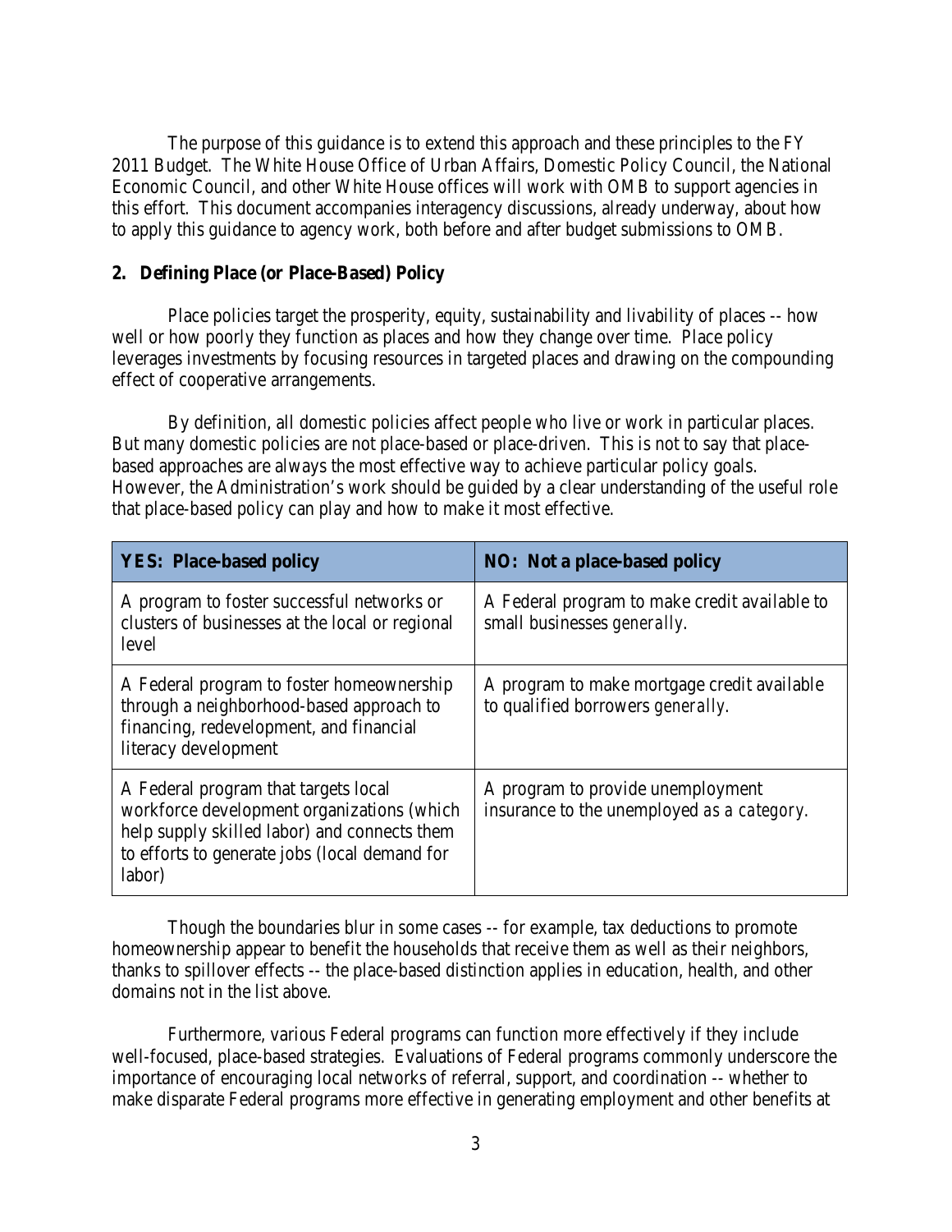The purpose of this guidance is to extend this approach and these principles to the FY 2011 Budget. The White House Office of Urban Affairs, Domestic Policy Council, the National Economic Council, and other White House offices will work with OMB to support agencies in this effort. This document accompanies interagency discussions, already underway, about how to apply this guidance to agency work, both before and after budget submissions to OMB.

## 2. Defining Place (or Place-Based) Policy

Place policies target the prosperity, equity, sustainability and livability of places -- how well or how poorly they function as places and how they change over time. Place policy leverages investments by focusing resources in targeted places and drawing on the compounding effect of cooperative arrangements.

By definition, all domestic policies affect people who live or work in particular places. But many domestic policies are not place-based or place-driven. This is not to say that place-based approaches are always the most effective way to achieve particular policy goals. However, the Administration's work should be guided by a clear understanding of the useful role that place-based policy can play and how to make it most effective.

| **YES: Place-based policy** | **NO: Not a place-based policy** |
| --- | --- |
| A program to foster successful networks or clusters of businesses at the local or regional level | A Federal program to make credit available to small businesses *generally*. |
| A Federal program to foster homeownership through a neighborhood-based approach to financing, redevelopment, and financial literacy development | A program to make mortgage credit available to qualified borrowers *generally*. |
| A Federal program that targets local workforce development organizations (which help supply skilled labor) and connects them to efforts to generate jobs (local demand for labor) | A program to provide unemployment insurance to the unemployed *as a category*. |

Though the boundaries blur in some cases -- for example, tax deductions to promote homeownership appear to benefit the households that receive them as well as their neighbors, thanks to spillover effects -- the place-based distinction applies in education, health, and other domains not in the list above.

Furthermore, various Federal programs can function more effectively if they include well-focused, place-based strategies. Evaluations of Federal programs commonly underscore the importance of encouraging local networks of referral, support, and coordination -- whether to make disparate Federal programs more effective in generating employment and other benefits at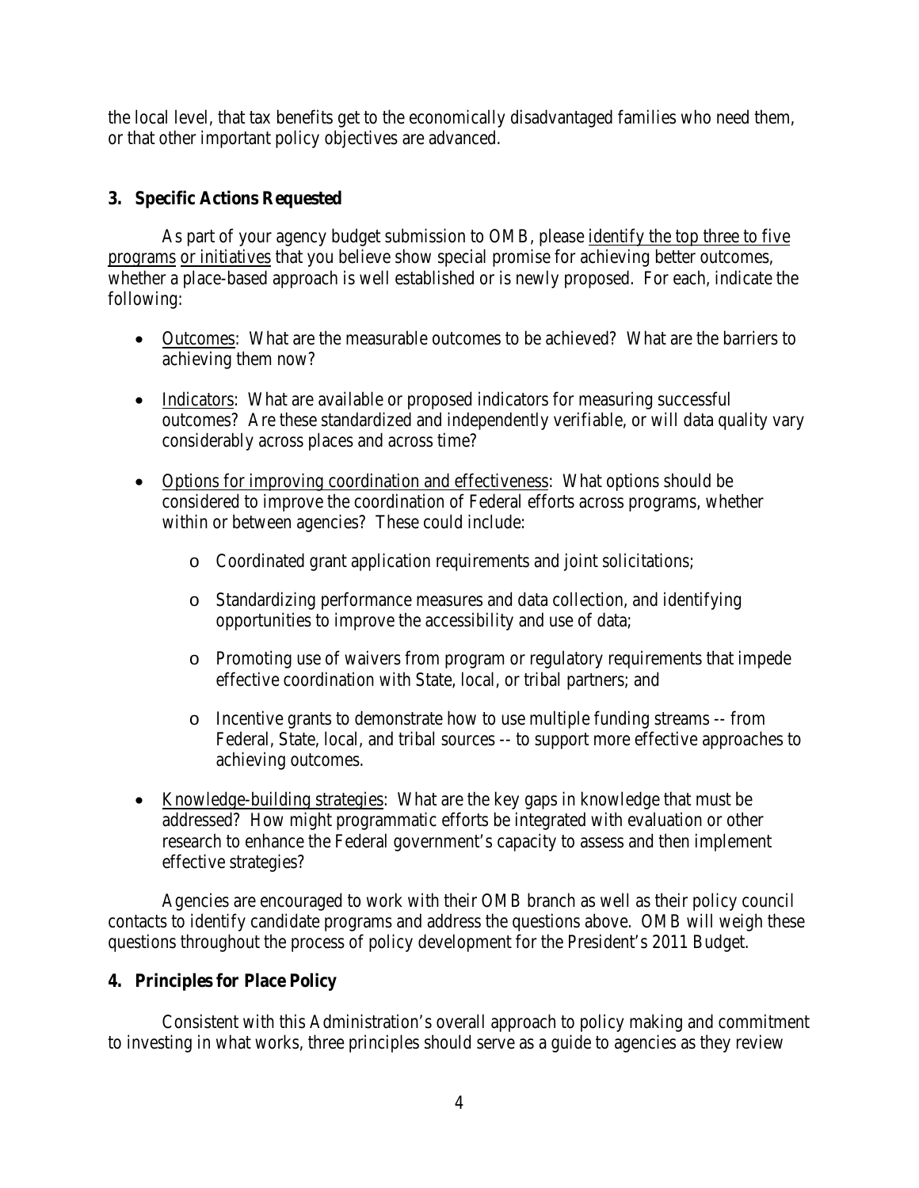the local level, that tax benefits get to the economically disadvantaged families who need them, or that other important policy objectives are advanced.

### 3. Specific Actions Requested

As part of your agency budget submission to OMB, please identify the top three to five programs or initiatives that you believe show special promise for achieving better outcomes, whether a place-based approach is well established or is newly proposed. For each, indicate the following:

- Outcomes: What are the measurable outcomes to be achieved? What are the barriers to achieving them now?
- Indicators: What are available or proposed indicators for measuring successful outcomes? Are these standardized and independently verifiable, or will data quality vary considerably across places and across time?
- Options for improving coordination and effectiveness: What options should be considered to improve the coordination of Federal efforts across programs, whether within or between agencies? These could include:
  - Coordinated grant application requirements and joint solicitations;
  - Standardizing performance measures and data collection, and identifying opportunities to improve the accessibility and use of data;
  - Promoting use of waivers from program or regulatory requirements that impede effective coordination with State, local, or tribal partners; and
  - Incentive grants to demonstrate how to use multiple funding streams -- from Federal, State, local, and tribal sources -- to support more effective approaches to achieving outcomes.
- Knowledge-building strategies: What are the key gaps in knowledge that must be addressed? How might programmatic efforts be integrated with evaluation or other research to enhance the Federal government's capacity to assess and then implement effective strategies?

Agencies are encouraged to work with their OMB branch as well as their policy council contacts to identify candidate programs and address the questions above. OMB will weigh these questions throughout the process of policy development for the President's 2011 Budget.

### 4. Principles for Place Policy

Consistent with this Administration's overall approach to policy making and commitment to investing in what works, three principles should serve as a guide to agencies as they review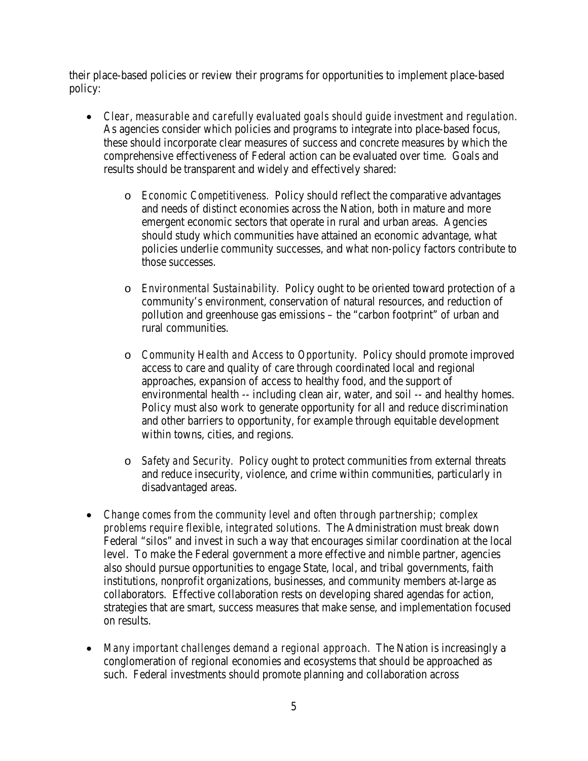their place-based policies or review their programs for opportunities to implement place-based policy:

- *Clear, measurable and carefully evaluated goals should guide investment and regulation.* As agencies consider which policies and programs to integrate into place-based focus, these should incorporate clear measures of success and concrete measures by which the comprehensive effectiveness of Federal action can be evaluated over time. Goals and results should be transparent and widely and effectively shared:
  - *Economic Competitiveness.* Policy should reflect the comparative advantages and needs of distinct economies across the Nation, both in mature and more emergent economic sectors that operate in rural and urban areas. Agencies should study which communities have attained an economic advantage, what policies underlie community successes, and what non-policy factors contribute to those successes.
  - *Environmental Sustainability.* Policy ought to be oriented toward protection of a community's environment, conservation of natural resources, and reduction of pollution and greenhouse gas emissions – the "carbon footprint" of urban and rural communities.
  - *Community Health and Access to Opportunity.* Policy should promote improved access to care and quality of care through coordinated local and regional approaches, expansion of access to healthy food, and the support of environmental health -- including clean air, water, and soil -- and healthy homes. Policy must also work to generate opportunity for all and reduce discrimination and other barriers to opportunity, for example through equitable development within towns, cities, and regions.
  - *Safety and Security.* Policy ought to protect communities from external threats and reduce insecurity, violence, and crime within communities, particularly in disadvantaged areas.
- *Change comes from the community level and often through partnership; complex problems require flexible, integrated solutions.* The Administration must break down Federal "silos" and invest in such a way that encourages similar coordination at the local level. To make the Federal government a more effective and nimble partner, agencies also should pursue opportunities to engage State, local, and tribal governments, faith institutions, nonprofit organizations, businesses, and community members at-large as collaborators. Effective collaboration rests on developing shared agendas for action, strategies that are smart, success measures that make sense, and implementation focused on results.
- *Many important challenges demand a regional approach.* The Nation is increasingly a conglomeration of regional economies and ecosystems that should be approached as such. Federal investments should promote planning and collaboration across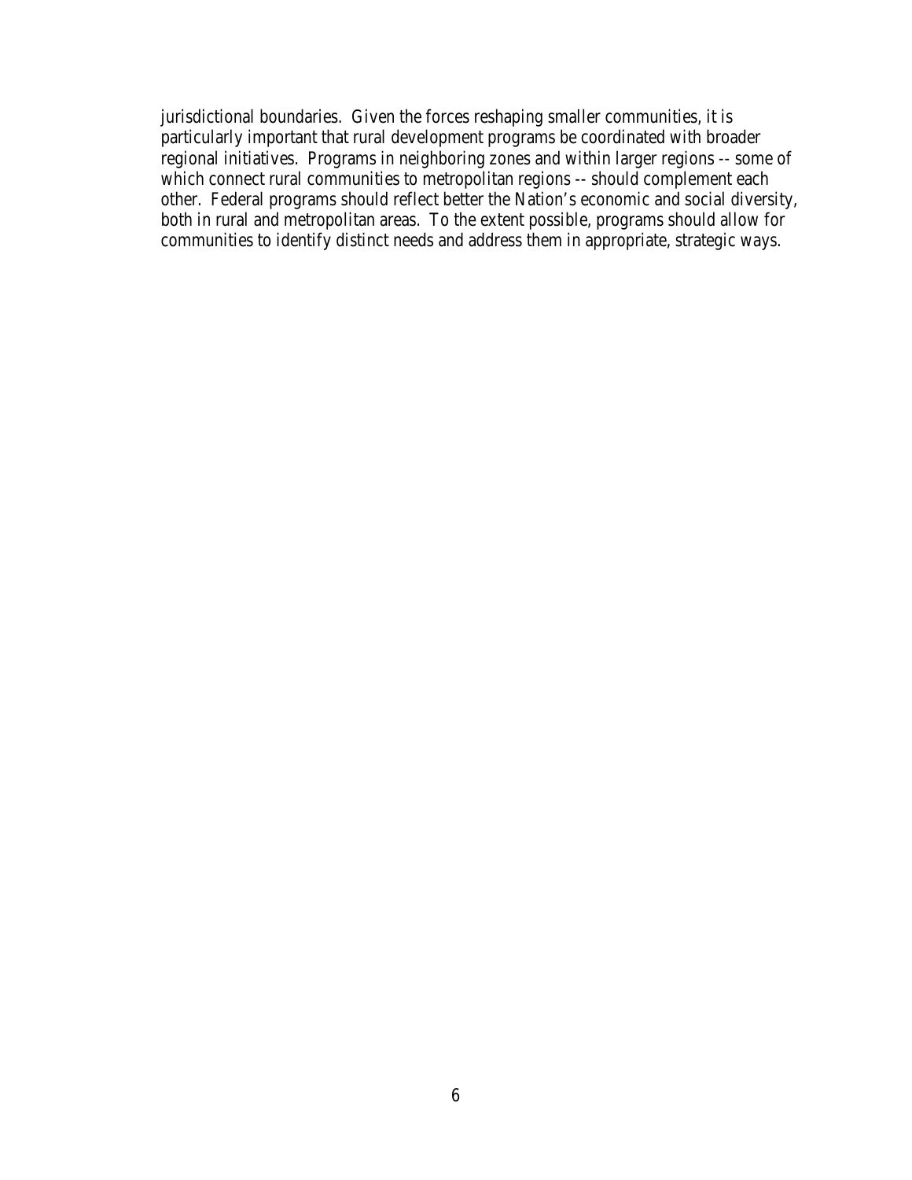jurisdictional boundaries. Given the forces reshaping smaller communities, it is particularly important that rural development programs be coordinated with broader regional initiatives. Programs in neighboring zones and within larger regions -- some of which connect rural communities to metropolitan regions -- should complement each other. Federal programs should reflect better the Nation's economic and social diversity, both in rural and metropolitan areas. To the extent possible, programs should allow for communities to identify distinct needs and address them in appropriate, strategic ways.